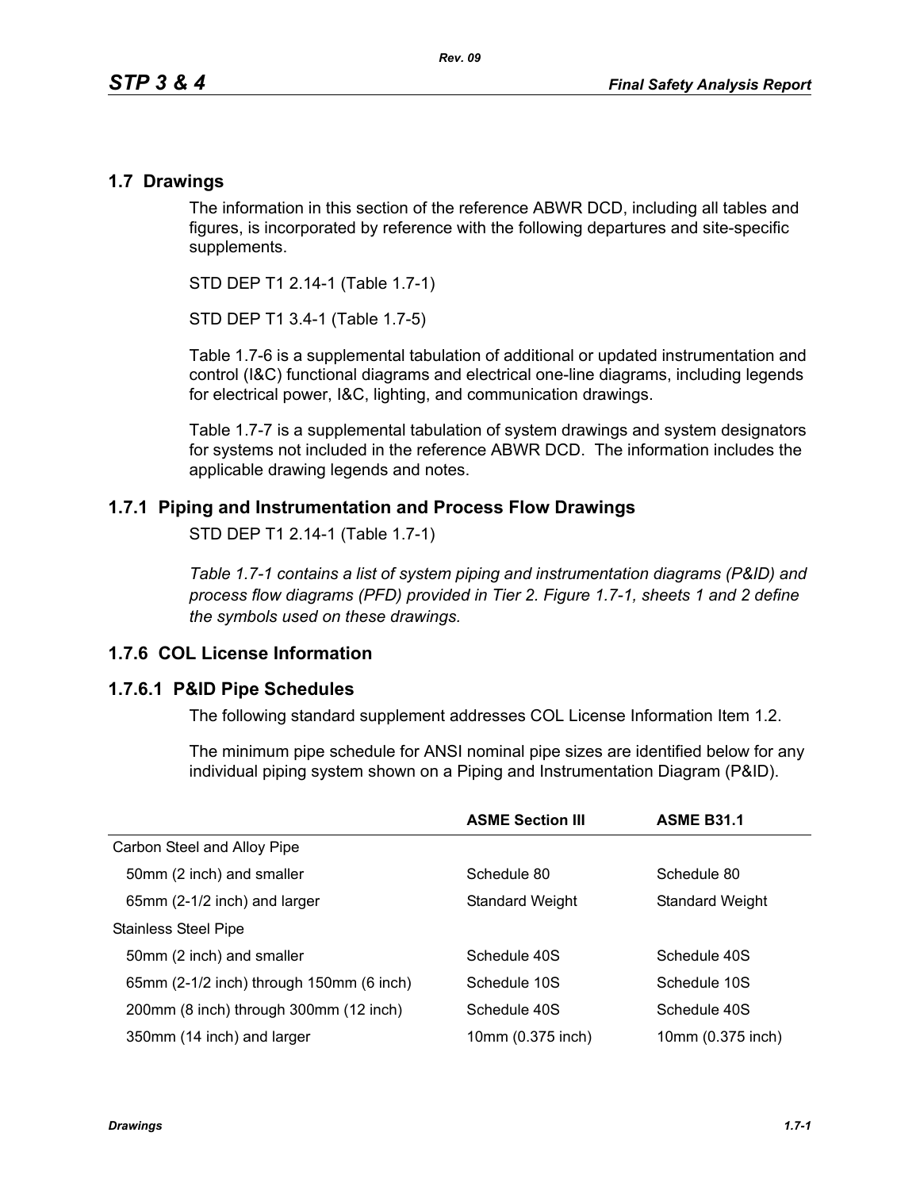## 1.7 Drawings

The information in this section of the reference ABWR DCD, including all tables and figures, is incorporated by reference with the following departures and site-specific supplements.

STD DEP T1 2.14-1 (Table 1.7-1)

STD DEP T1 3.4-1 (Table 1.7-5)

Table 1.7-6 is a supplemental tabulation of additional or updated instrumentation and control (I&C) functional diagrams and electrical one-line diagrams, including legends for electrical power, I&C, lighting, and communication drawings.

Table 1.7-7 is a supplemental tabulation of system drawings and system designators for systems not included in the reference ABWR DCD. The information includes the applicable drawing legends and notes.

### 1.7.1 Piping and Instrumentation and Process Flow Drawings

STD DEP T1 2.14-1 (Table 1.7-1)

*Table 1.7-1 contains a list of system piping and instrumentation diagrams (P&ID) and process flow diagrams (PFD) provided in Tier 2. Figure 1.7-1, sheets 1 and 2 define the symbols used on these drawings.*

### 1.7.6 COL License Information

#### 1.7.6.1 P&ID Pipe Schedules

The following standard supplement addresses COL License Information Item 1.2.

The minimum pipe schedule for ANSI nominal pipe sizes are identified below for any individual piping system shown on a Piping and Instrumentation Diagram (P&ID).

| | ASME Section III | ASME B31.1 |
|---|---|---|
| Carbon Steel and Alloy Pipe | | |
| 50mm (2 inch) and smaller | Schedule 80 | Schedule 80 |
| 65mm (2-1/2 inch) and larger | Standard Weight | Standard Weight |
| Stainless Steel Pipe | | |
| 50mm (2 inch) and smaller | Schedule 40S | Schedule 40S |
| 65mm (2-1/2 inch) through 150mm (6 inch) | Schedule 10S | Schedule 10S |
| 200mm (8 inch) through 300mm (12 inch) | Schedule 40S | Schedule 40S |
| 350mm (14 inch) and larger | 10mm (0.375 inch) | 10mm (0.375 inch) |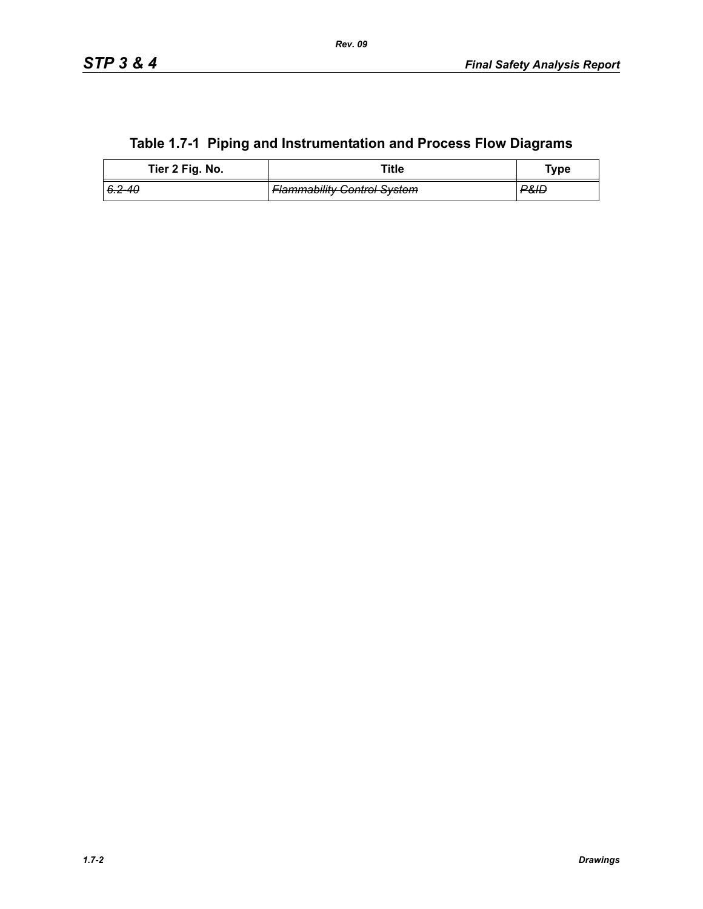## Table 1.7-1 Piping and Instrumentation and Process Flow Diagrams

| Tier 2 Fig. No. | Title | Type |
|---|---|---|
| ~~6.2-40~~ | ~~Flammability Control System~~ | ~~P&ID~~ |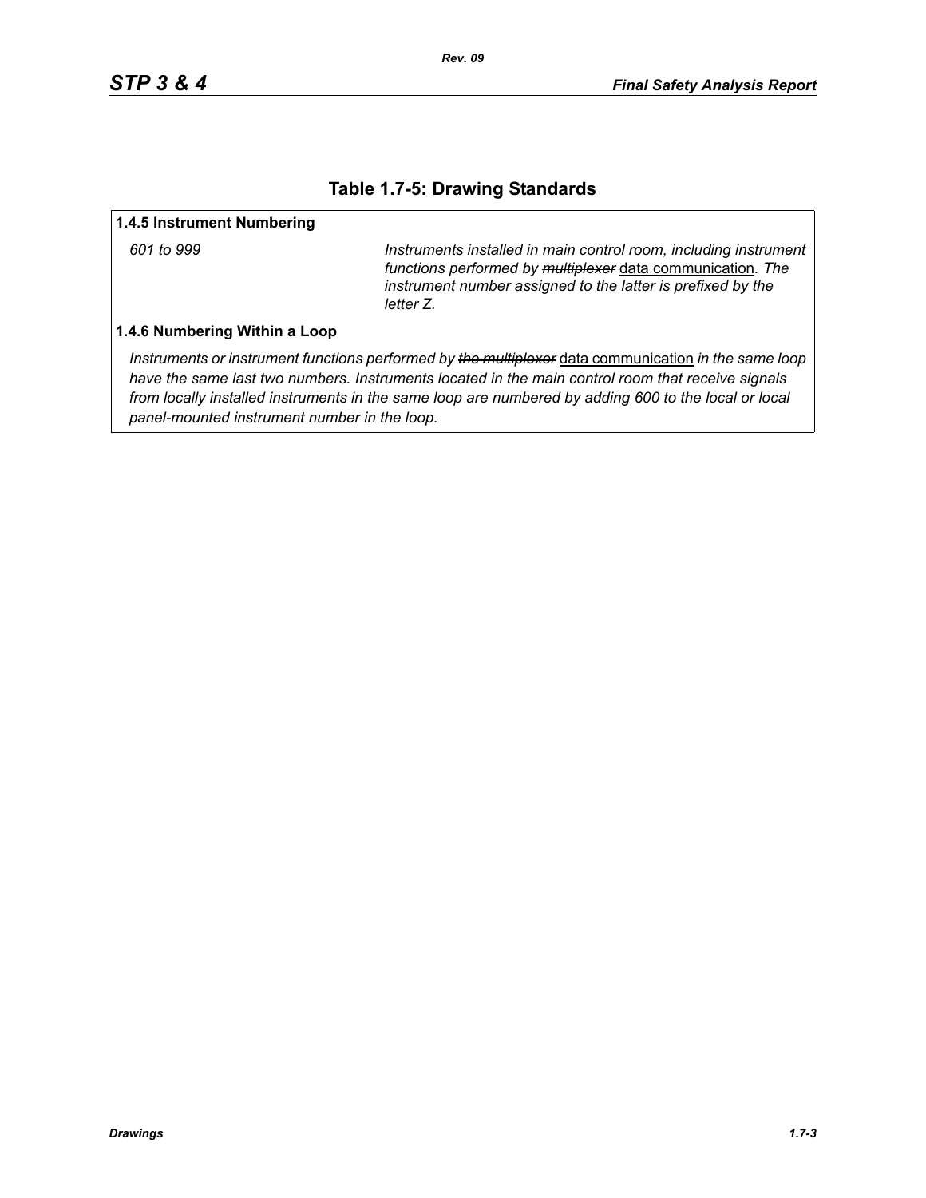# Table 1.7-5: Drawing Standards

**1.4.5 Instrument Numbering**

| | |
|---|---|
| *601 to 999* | *Instruments installed in main control room, including instrument functions performed by* ~~*multiplexer*~~ data communication*. The instrument number assigned to the latter is prefixed by the letter Z.* |

**1.4.6 Numbering Within a Loop**

*Instruments or instrument functions performed by* ~~*the multiplexer*~~ data communication *in the same loop have the same last two numbers. Instruments located in the main control room that receive signals from locally installed instruments in the same loop are numbered by adding 600 to the local or local panel-mounted instrument number in the loop.*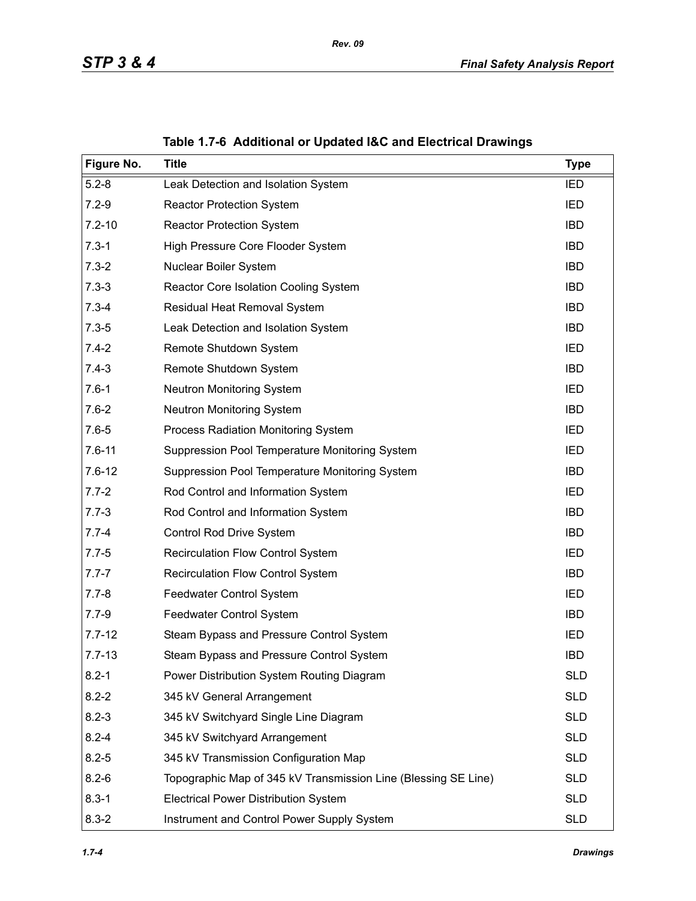**Table 1.7-6 Additional or Updated I&C and Electrical Drawings**

| Figure No. | Title | Type |
|---|---|---|
| 5.2-8 | Leak Detection and Isolation System | IED |
| 7.2-9 | Reactor Protection System | IED |
| 7.2-10 | Reactor Protection System | IBD |
| 7.3-1 | High Pressure Core Flooder System | IBD |
| 7.3-2 | Nuclear Boiler System | IBD |
| 7.3-3 | Reactor Core Isolation Cooling System | IBD |
| 7.3-4 | Residual Heat Removal System | IBD |
| 7.3-5 | Leak Detection and Isolation System | IBD |
| 7.4-2 | Remote Shutdown System | IED |
| 7.4-3 | Remote Shutdown System | IBD |
| 7.6-1 | Neutron Monitoring System | IED |
| 7.6-2 | Neutron Monitoring System | IBD |
| 7.6-5 | Process Radiation Monitoring System | IED |
| 7.6-11 | Suppression Pool Temperature Monitoring System | IED |
| 7.6-12 | Suppression Pool Temperature Monitoring System | IBD |
| 7.7-2 | Rod Control and Information System | IED |
| 7.7-3 | Rod Control and Information System | IBD |
| 7.7-4 | Control Rod Drive System | IBD |
| 7.7-5 | Recirculation Flow Control System | IED |
| 7.7-7 | Recirculation Flow Control System | IBD |
| 7.7-8 | Feedwater Control System | IED |
| 7.7-9 | Feedwater Control System | IBD |
| 7.7-12 | Steam Bypass and Pressure Control System | IED |
| 7.7-13 | Steam Bypass and Pressure Control System | IBD |
| 8.2-1 | Power Distribution System Routing Diagram | SLD |
| 8.2-2 | 345 kV General Arrangement | SLD |
| 8.2-3 | 345 kV Switchyard Single Line Diagram | SLD |
| 8.2-4 | 345 kV Switchyard Arrangement | SLD |
| 8.2-5 | 345 kV Transmission Configuration Map | SLD |
| 8.2-6 | Topographic Map of 345 kV Transmission Line (Blessing SE Line) | SLD |
| 8.3-1 | Electrical Power Distribution System | SLD |
| 8.3-2 | Instrument and Control Power Supply System | SLD |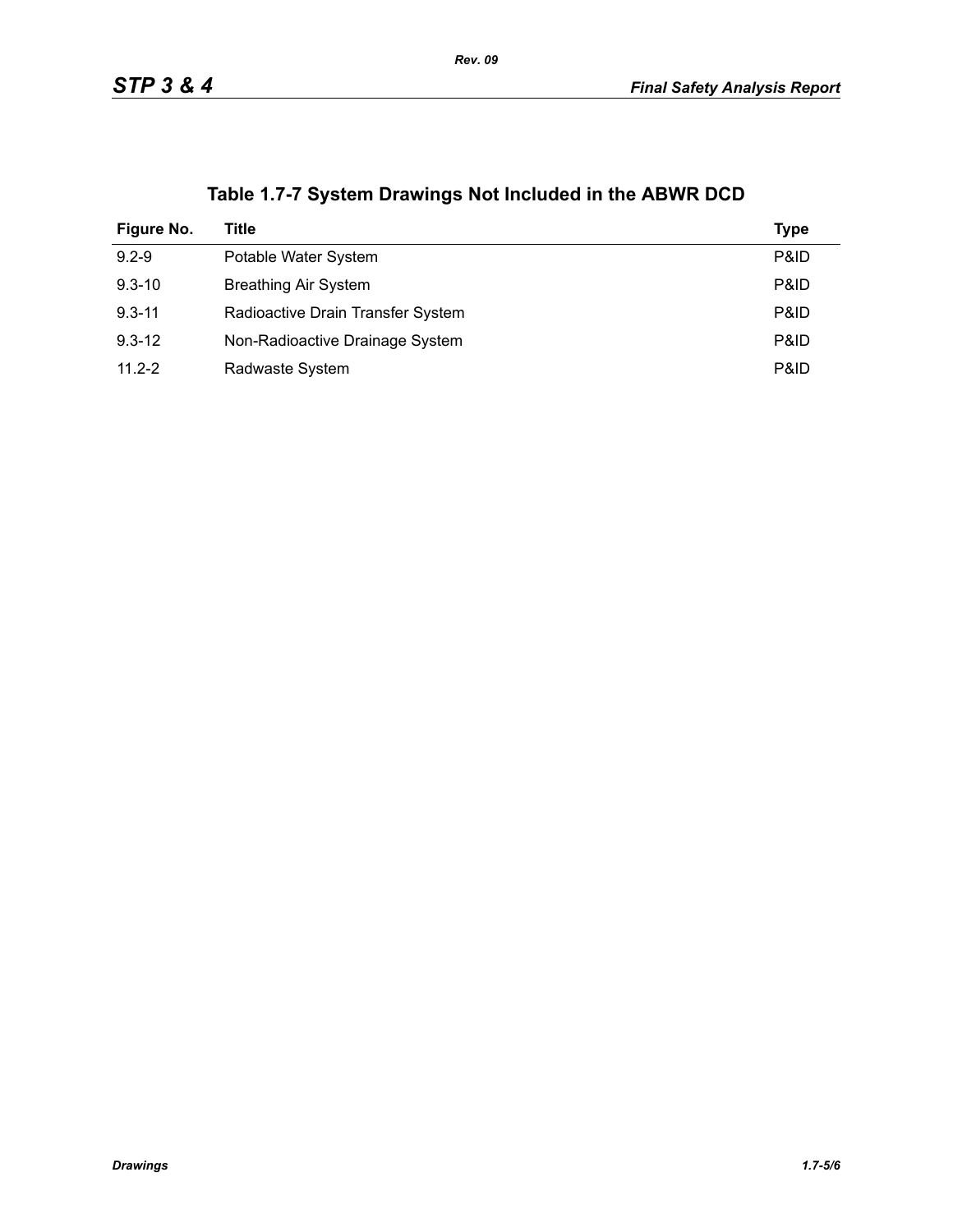## Table 1.7-7 System Drawings Not Included in the ABWR DCD

| Figure No. | Title | Type |
|---|---|---|
| 9.2-9 | Potable Water System | P&ID |
| 9.3-10 | Breathing Air System | P&ID |
| 9.3-11 | Radioactive Drain Transfer System | P&ID |
| 9.3-12 | Non-Radioactive Drainage System | P&ID |
| 11.2-2 | Radwaste System | P&ID |